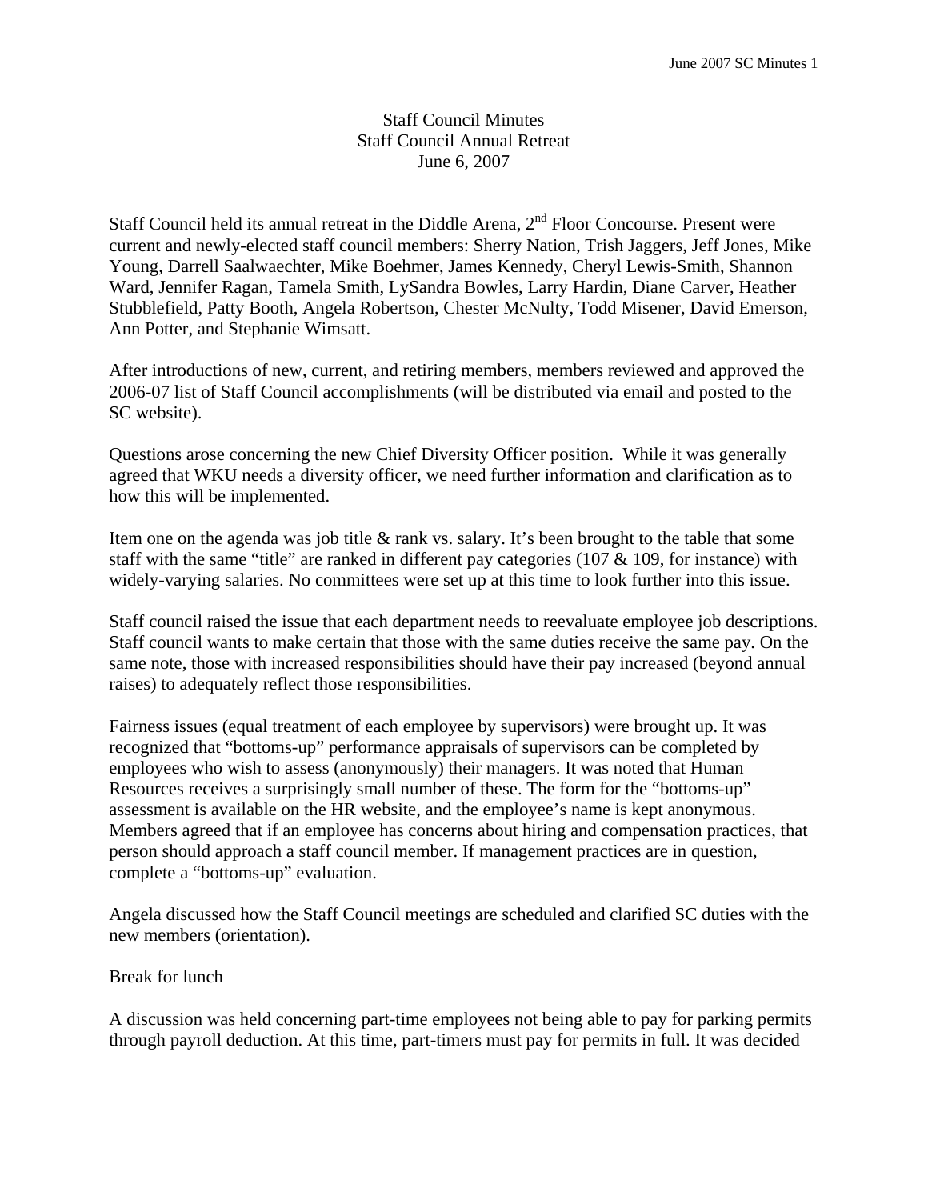# Staff Council Minutes
## Staff Council Annual Retreat
### June 6, 2007

Staff Council held its annual retreat in the Diddle Arena, 2nd Floor Concourse. Present were current and newly-elected staff council members: Sherry Nation, Trish Jaggers, Jeff Jones, Mike Young, Darrell Saalwaechter, Mike Boehmer, James Kennedy, Cheryl Lewis-Smith, Shannon Ward, Jennifer Ragan, Tamela Smith, LySandra Bowles, Larry Hardin, Diane Carver, Heather Stubblefield, Patty Booth, Angela Robertson, Chester McNulty, Todd Misener, David Emerson, Ann Potter, and Stephanie Wimsatt.

After introductions of new, current, and retiring members, members reviewed and approved the 2006-07 list of Staff Council accomplishments (will be distributed via email and posted to the SC website).

Questions arose concerning the new Chief Diversity Officer position. While it was generally agreed that WKU needs a diversity officer, we need further information and clarification as to how this will be implemented.

Item one on the agenda was job title & rank vs. salary. It's been brought to the table that some staff with the same "title" are ranked in different pay categories (107 & 109, for instance) with widely-varying salaries. No committees were set up at this time to look further into this issue.

Staff council raised the issue that each department needs to reevaluate employee job descriptions. Staff council wants to make certain that those with the same duties receive the same pay. On the same note, those with increased responsibilities should have their pay increased (beyond annual raises) to adequately reflect those responsibilities.

Fairness issues (equal treatment of each employee by supervisors) were brought up. It was recognized that "bottoms-up" performance appraisals of supervisors can be completed by employees who wish to assess (anonymously) their managers. It was noted that Human Resources receives a surprisingly small number of these. The form for the "bottoms-up" assessment is available on the HR website, and the employee's name is kept anonymous. Members agreed that if an employee has concerns about hiring and compensation practices, that person should approach a staff council member. If management practices are in question, complete a "bottoms-up" evaluation.

Angela discussed how the Staff Council meetings are scheduled and clarified SC duties with the new members (orientation).

Break for lunch

A discussion was held concerning part-time employees not being able to pay for parking permits through payroll deduction. At this time, part-timers must pay for permits in full. It was decided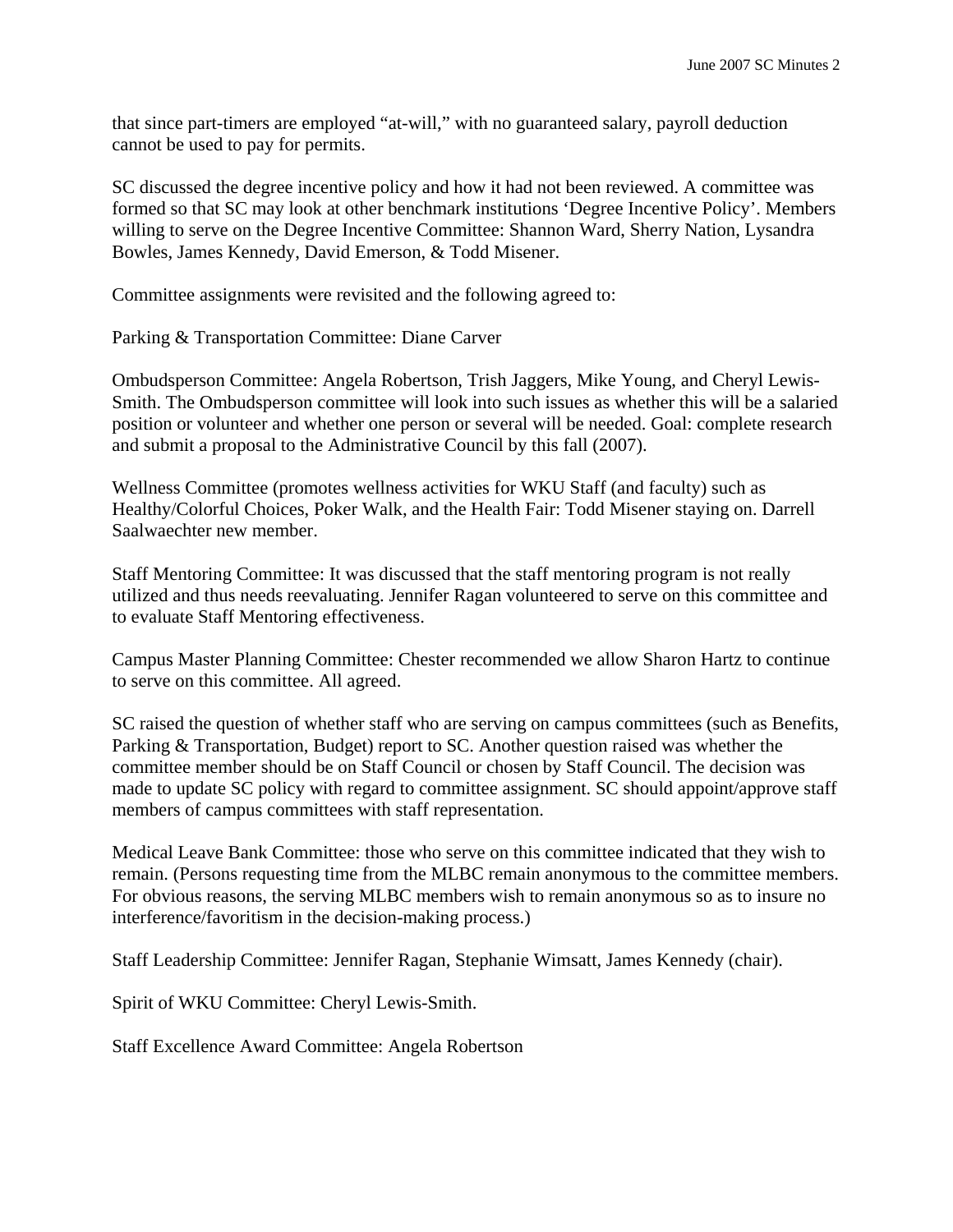that since part-timers are employed "at-will," with no guaranteed salary, payroll deduction cannot be used to pay for permits.

SC discussed the degree incentive policy and how it had not been reviewed. A committee was formed so that SC may look at other benchmark institutions 'Degree Incentive Policy'. Members willing to serve on the Degree Incentive Committee: Shannon Ward, Sherry Nation, Lysandra Bowles, James Kennedy, David Emerson, & Todd Misener.

Committee assignments were revisited and the following agreed to:

Parking & Transportation Committee: Diane Carver

Ombudsperson Committee: Angela Robertson, Trish Jaggers, Mike Young, and Cheryl Lewis-Smith. The Ombudsperson committee will look into such issues as whether this will be a salaried position or volunteer and whether one person or several will be needed. Goal: complete research and submit a proposal to the Administrative Council by this fall (2007).

Wellness Committee (promotes wellness activities for WKU Staff (and faculty) such as Healthy/Colorful Choices, Poker Walk, and the Health Fair: Todd Misener staying on. Darrell Saalwaechter new member.

Staff Mentoring Committee: It was discussed that the staff mentoring program is not really utilized and thus needs reevaluating. Jennifer Ragan volunteered to serve on this committee and to evaluate Staff Mentoring effectiveness.

Campus Master Planning Committee: Chester recommended we allow Sharon Hartz to continue to serve on this committee. All agreed.

SC raised the question of whether staff who are serving on campus committees (such as Benefits, Parking & Transportation, Budget) report to SC. Another question raised was whether the committee member should be on Staff Council or chosen by Staff Council. The decision was made to update SC policy with regard to committee assignment. SC should appoint/approve staff members of campus committees with staff representation.

Medical Leave Bank Committee: those who serve on this committee indicated that they wish to remain. (Persons requesting time from the MLBC remain anonymous to the committee members. For obvious reasons, the serving MLBC members wish to remain anonymous so as to insure no interference/favoritism in the decision-making process.)

Staff Leadership Committee: Jennifer Ragan, Stephanie Wimsatt, James Kennedy (chair).

Spirit of WKU Committee: Cheryl Lewis-Smith.

Staff Excellence Award Committee: Angela Robertson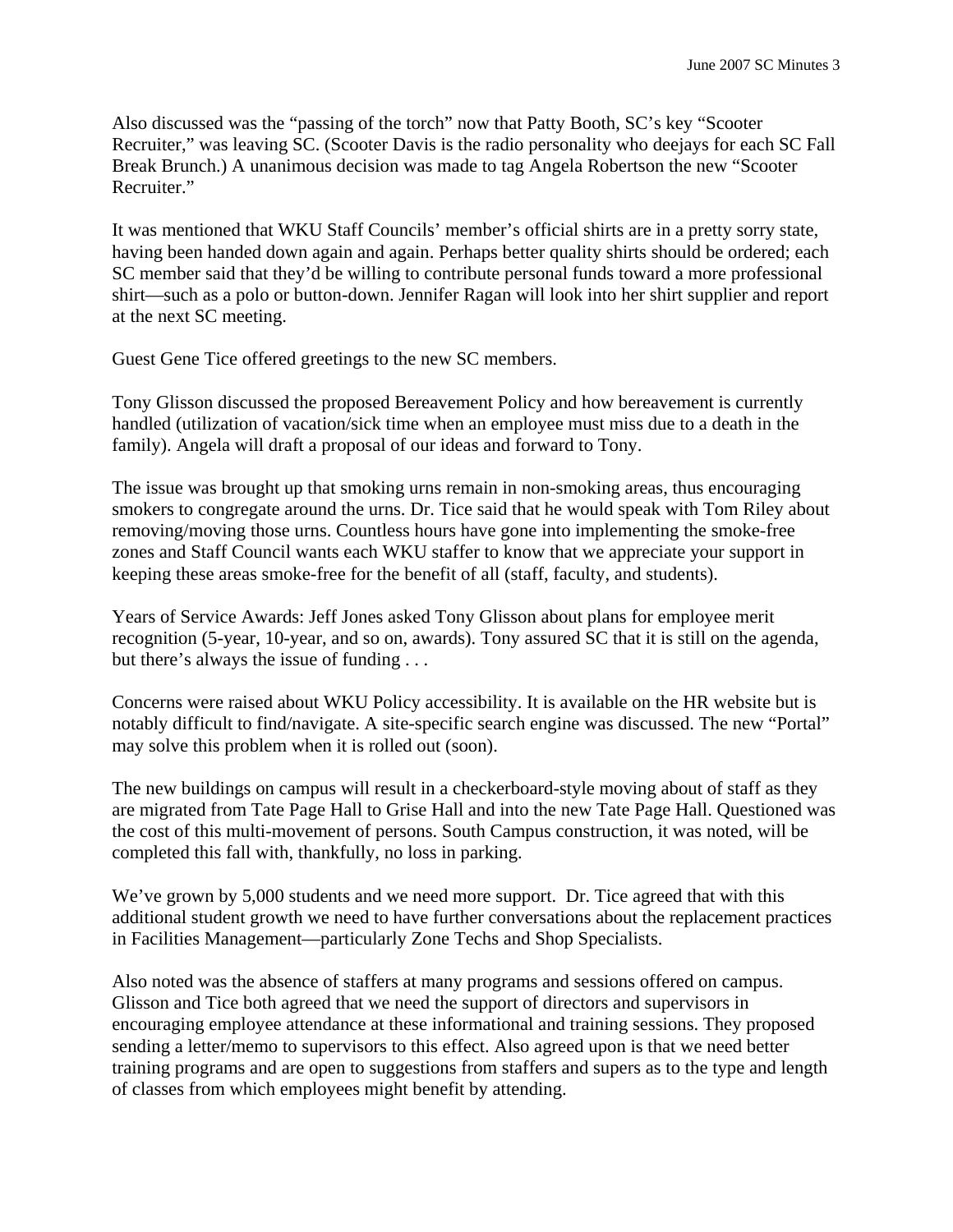Also discussed was the "passing of the torch" now that Patty Booth, SC's key "Scooter Recruiter," was leaving SC. (Scooter Davis is the radio personality who deejays for each SC Fall Break Brunch.) A unanimous decision was made to tag Angela Robertson the new "Scooter Recruiter."

It was mentioned that WKU Staff Councils' member's official shirts are in a pretty sorry state, having been handed down again and again. Perhaps better quality shirts should be ordered; each SC member said that they'd be willing to contribute personal funds toward a more professional shirt—such as a polo or button-down. Jennifer Ragan will look into her shirt supplier and report at the next SC meeting.

Guest Gene Tice offered greetings to the new SC members.

Tony Glisson discussed the proposed Bereavement Policy and how bereavement is currently handled (utilization of vacation/sick time when an employee must miss due to a death in the family). Angela will draft a proposal of our ideas and forward to Tony.

The issue was brought up that smoking urns remain in non-smoking areas, thus encouraging smokers to congregate around the urns. Dr. Tice said that he would speak with Tom Riley about removing/moving those urns. Countless hours have gone into implementing the smoke-free zones and Staff Council wants each WKU staffer to know that we appreciate your support in keeping these areas smoke-free for the benefit of all (staff, faculty, and students).

Years of Service Awards: Jeff Jones asked Tony Glisson about plans for employee merit recognition (5-year, 10-year, and so on, awards). Tony assured SC that it is still on the agenda, but there's always the issue of funding . . .

Concerns were raised about WKU Policy accessibility. It is available on the HR website but is notably difficult to find/navigate. A site-specific search engine was discussed. The new "Portal" may solve this problem when it is rolled out (soon).

The new buildings on campus will result in a checkerboard-style moving about of staff as they are migrated from Tate Page Hall to Grise Hall and into the new Tate Page Hall. Questioned was the cost of this multi-movement of persons. South Campus construction, it was noted, will be completed this fall with, thankfully, no loss in parking.

We've grown by 5,000 students and we need more support. Dr. Tice agreed that with this additional student growth we need to have further conversations about the replacement practices in Facilities Management—particularly Zone Techs and Shop Specialists.

Also noted was the absence of staffers at many programs and sessions offered on campus. Glisson and Tice both agreed that we need the support of directors and supervisors in encouraging employee attendance at these informational and training sessions. They proposed sending a letter/memo to supervisors to this effect. Also agreed upon is that we need better training programs and are open to suggestions from staffers and supers as to the type and length of classes from which employees might benefit by attending.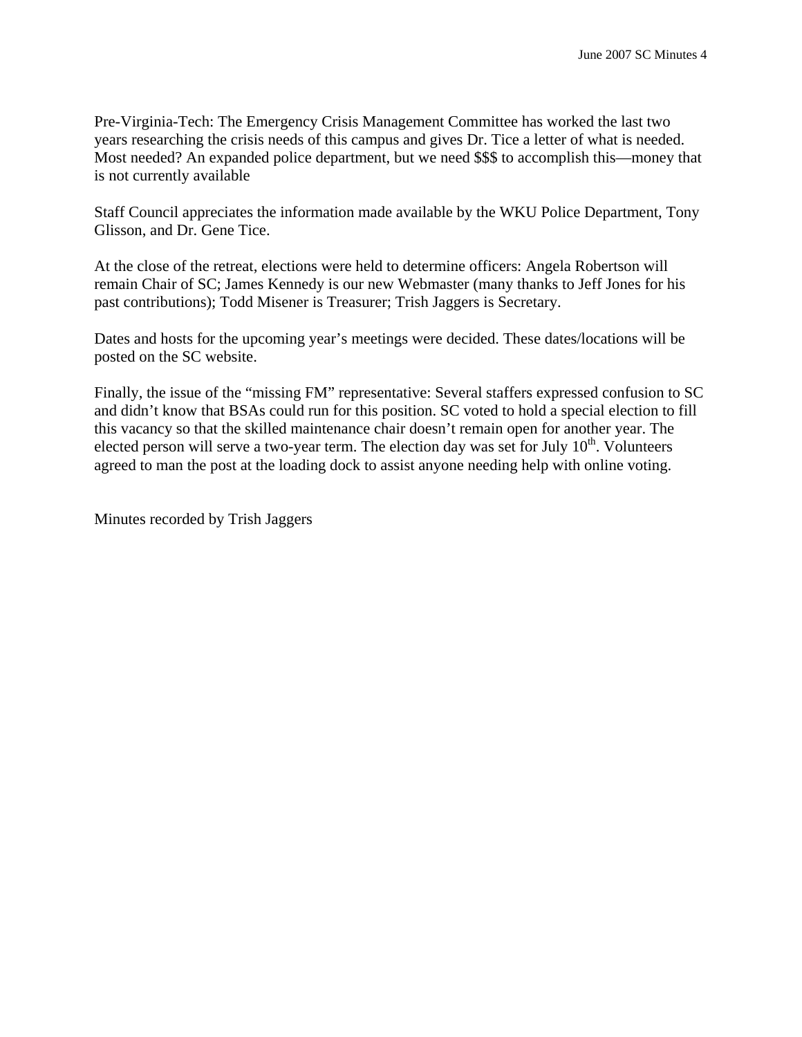Pre-Virginia-Tech: The Emergency Crisis Management Committee has worked the last two years researching the crisis needs of this campus and gives Dr. Tice a letter of what is needed. Most needed? An expanded police department, but we need $$$ to accomplish this—money that is not currently available

Staff Council appreciates the information made available by the WKU Police Department, Tony Glisson, and Dr. Gene Tice.

At the close of the retreat, elections were held to determine officers: Angela Robertson will remain Chair of SC; James Kennedy is our new Webmaster (many thanks to Jeff Jones for his past contributions); Todd Misener is Treasurer; Trish Jaggers is Secretary.

Dates and hosts for the upcoming year's meetings were decided. These dates/locations will be posted on the SC website.

Finally, the issue of the "missing FM" representative: Several staffers expressed confusion to SC and didn't know that BSAs could run for this position. SC voted to hold a special election to fill this vacancy so that the skilled maintenance chair doesn't remain open for another year. The elected person will serve a two-year term. The election day was set for July 10th. Volunteers agreed to man the post at the loading dock to assist anyone needing help with online voting.

Minutes recorded by Trish Jaggers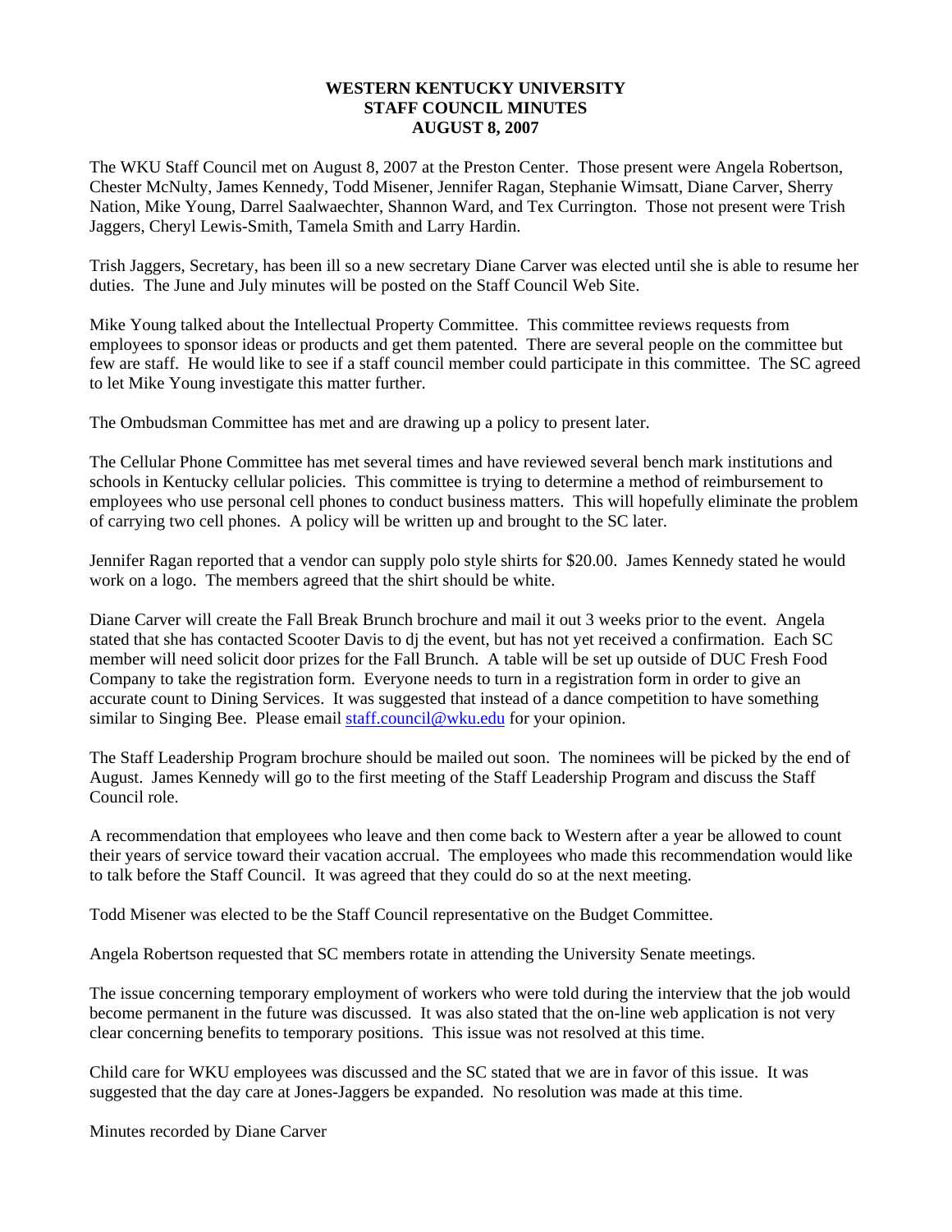**WESTERN KENTUCKY UNIVERSITY**
**STAFF COUNCIL MINUTES**
**AUGUST 8, 2007**

The WKU Staff Council met on August 8, 2007 at the Preston Center. Those present were Angela Robertson, Chester McNulty, James Kennedy, Todd Misener, Jennifer Ragan, Stephanie Wimsatt, Diane Carver, Sherry Nation, Mike Young, Darrel Saalwaechter, Shannon Ward, and Tex Currington. Those not present were Trish Jaggers, Cheryl Lewis-Smith, Tamela Smith and Larry Hardin.

Trish Jaggers, Secretary, has been ill so a new secretary Diane Carver was elected until she is able to resume her duties. The June and July minutes will be posted on the Staff Council Web Site.

Mike Young talked about the Intellectual Property Committee. This committee reviews requests from employees to sponsor ideas or products and get them patented. There are several people on the committee but few are staff. He would like to see if a staff council member could participate in this committee. The SC agreed to let Mike Young investigate this matter further.

The Ombudsman Committee has met and are drawing up a policy to present later.

The Cellular Phone Committee has met several times and have reviewed several bench mark institutions and schools in Kentucky cellular policies. This committee is trying to determine a method of reimbursement to employees who use personal cell phones to conduct business matters. This will hopefully eliminate the problem of carrying two cell phones. A policy will be written up and brought to the SC later.

Jennifer Ragan reported that a vendor can supply polo style shirts for $20.00. James Kennedy stated he would work on a logo. The members agreed that the shirt should be white.

Diane Carver will create the Fall Break Brunch brochure and mail it out 3 weeks prior to the event. Angela stated that she has contacted Scooter Davis to dj the event, but has not yet received a confirmation. Each SC member will need solicit door prizes for the Fall Brunch. A table will be set up outside of DUC Fresh Food Company to take the registration form. Everyone needs to turn in a registration form in order to give an accurate count to Dining Services. It was suggested that instead of a dance competition to have something similar to Singing Bee. Please email staff.council@wku.edu for your opinion.

The Staff Leadership Program brochure should be mailed out soon. The nominees will be picked by the end of August. James Kennedy will go to the first meeting of the Staff Leadership Program and discuss the Staff Council role.

A recommendation that employees who leave and then come back to Western after a year be allowed to count their years of service toward their vacation accrual. The employees who made this recommendation would like to talk before the Staff Council. It was agreed that they could do so at the next meeting.

Todd Misener was elected to be the Staff Council representative on the Budget Committee.

Angela Robertson requested that SC members rotate in attending the University Senate meetings.

The issue concerning temporary employment of workers who were told during the interview that the job would become permanent in the future was discussed. It was also stated that the on-line web application is not very clear concerning benefits to temporary positions. This issue was not resolved at this time.

Child care for WKU employees was discussed and the SC stated that we are in favor of this issue. It was suggested that the day care at Jones-Jaggers be expanded. No resolution was made at this time.

Minutes recorded by Diane Carver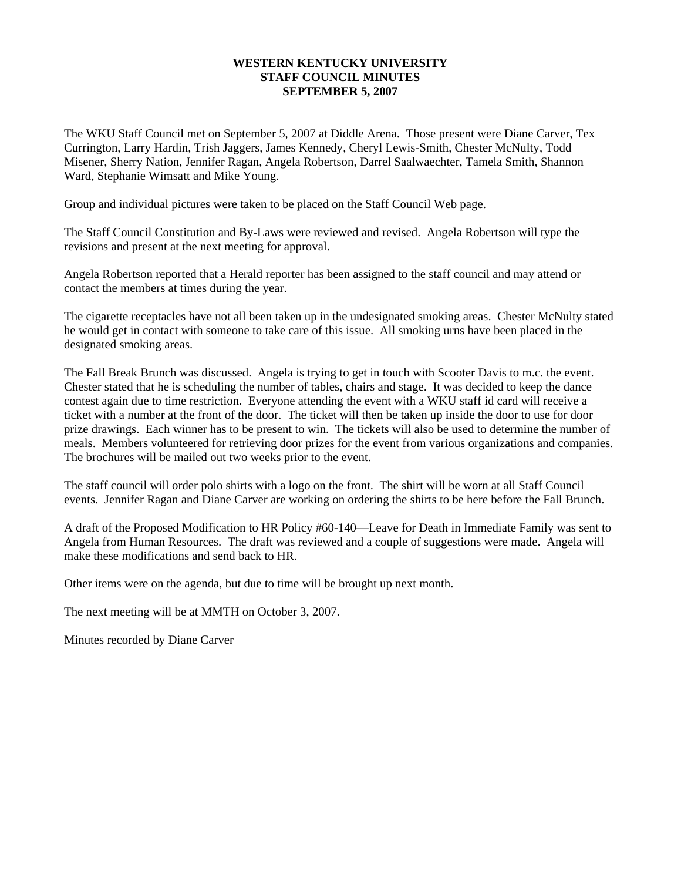# WESTERN KENTUCKY UNIVERSITY
## STAFF COUNCIL MINUTES
## SEPTEMBER 5, 2007

The WKU Staff Council met on September 5, 2007 at Diddle Arena. Those present were Diane Carver, Tex Currington, Larry Hardin, Trish Jaggers, James Kennedy, Cheryl Lewis-Smith, Chester McNulty, Todd Misener, Sherry Nation, Jennifer Ragan, Angela Robertson, Darrel Saalwaechter, Tamela Smith, Shannon Ward, Stephanie Wimsatt and Mike Young.

Group and individual pictures were taken to be placed on the Staff Council Web page.

The Staff Council Constitution and By-Laws were reviewed and revised. Angela Robertson will type the revisions and present at the next meeting for approval.

Angela Robertson reported that a Herald reporter has been assigned to the staff council and may attend or contact the members at times during the year.

The cigarette receptacles have not all been taken up in the undesignated smoking areas. Chester McNulty stated he would get in contact with someone to take care of this issue. All smoking urns have been placed in the designated smoking areas.

The Fall Break Brunch was discussed. Angela is trying to get in touch with Scooter Davis to m.c. the event. Chester stated that he is scheduling the number of tables, chairs and stage. It was decided to keep the dance contest again due to time restriction. Everyone attending the event with a WKU staff id card will receive a ticket with a number at the front of the door. The ticket will then be taken up inside the door to use for door prize drawings. Each winner has to be present to win. The tickets will also be used to determine the number of meals. Members volunteered for retrieving door prizes for the event from various organizations and companies. The brochures will be mailed out two weeks prior to the event.

The staff council will order polo shirts with a logo on the front. The shirt will be worn at all Staff Council events. Jennifer Ragan and Diane Carver are working on ordering the shirts to be here before the Fall Brunch.

A draft of the Proposed Modification to HR Policy #60-140—Leave for Death in Immediate Family was sent to Angela from Human Resources. The draft was reviewed and a couple of suggestions were made. Angela will make these modifications and send back to HR.

Other items were on the agenda, but due to time will be brought up next month.

The next meeting will be at MMTH on October 3, 2007.

Minutes recorded by Diane Carver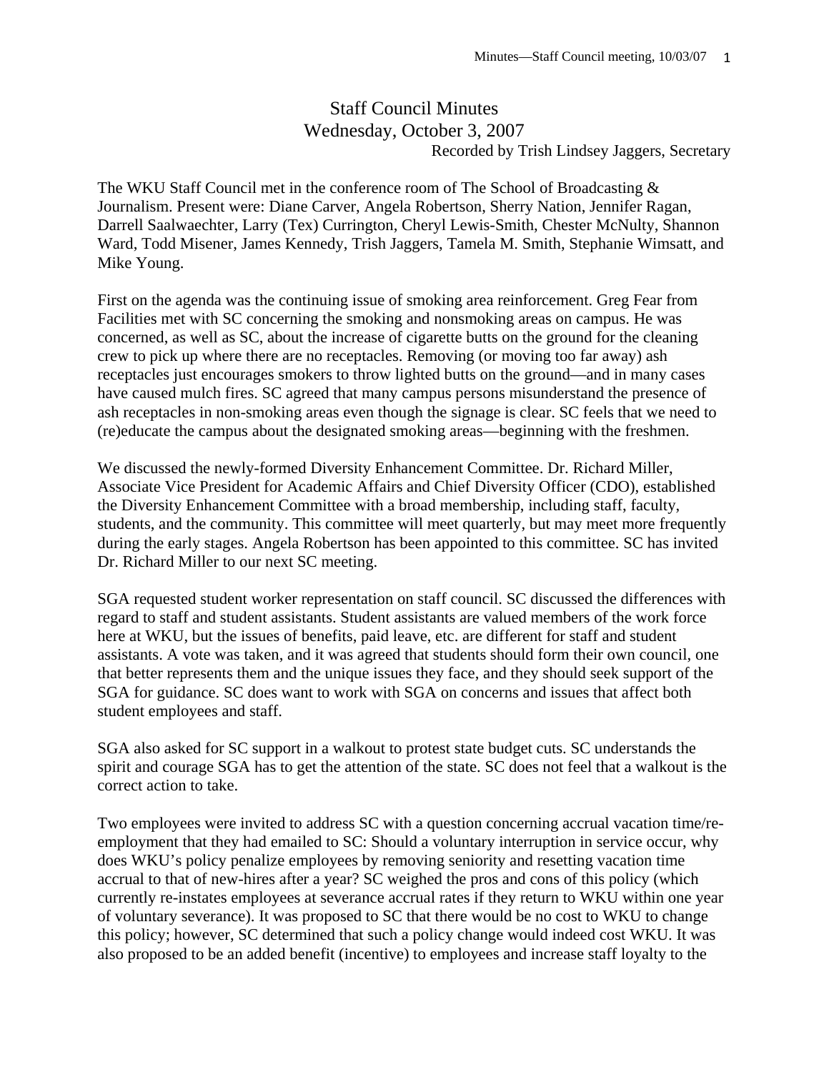# Staff Council Minutes
## Wednesday, October 3, 2007
Recorded by Trish Lindsey Jaggers, Secretary

The WKU Staff Council met in the conference room of The School of Broadcasting & Journalism. Present were: Diane Carver, Angela Robertson, Sherry Nation, Jennifer Ragan, Darrell Saalwaechter, Larry (Tex) Currington, Cheryl Lewis-Smith, Chester McNulty, Shannon Ward, Todd Misener, James Kennedy, Trish Jaggers, Tamela M. Smith, Stephanie Wimsatt, and Mike Young.

First on the agenda was the continuing issue of smoking area reinforcement. Greg Fear from Facilities met with SC concerning the smoking and nonsmoking areas on campus. He was concerned, as well as SC, about the increase of cigarette butts on the ground for the cleaning crew to pick up where there are no receptacles. Removing (or moving too far away) ash receptacles just encourages smokers to throw lighted butts on the ground—and in many cases have caused mulch fires. SC agreed that many campus persons misunderstand the presence of ash receptacles in non-smoking areas even though the signage is clear. SC feels that we need to (re)educate the campus about the designated smoking areas—beginning with the freshmen.

We discussed the newly-formed Diversity Enhancement Committee. Dr. Richard Miller, Associate Vice President for Academic Affairs and Chief Diversity Officer (CDO), established the Diversity Enhancement Committee with a broad membership, including staff, faculty, students, and the community. This committee will meet quarterly, but may meet more frequently during the early stages. Angela Robertson has been appointed to this committee. SC has invited Dr. Richard Miller to our next SC meeting.

SGA requested student worker representation on staff council. SC discussed the differences with regard to staff and student assistants. Student assistants are valued members of the work force here at WKU, but the issues of benefits, paid leave, etc. are different for staff and student assistants. A vote was taken, and it was agreed that students should form their own council, one that better represents them and the unique issues they face, and they should seek support of the SGA for guidance. SC does want to work with SGA on concerns and issues that affect both student employees and staff.

SGA also asked for SC support in a walkout to protest state budget cuts. SC understands the spirit and courage SGA has to get the attention of the state. SC does not feel that a walkout is the correct action to take.

Two employees were invited to address SC with a question concerning accrual vacation time/re-employment that they had emailed to SC: Should a voluntary interruption in service occur, why does WKU's policy penalize employees by removing seniority and resetting vacation time accrual to that of new-hires after a year? SC weighed the pros and cons of this policy (which currently re-instates employees at severance accrual rates if they return to WKU within one year of voluntary severance). It was proposed to SC that there would be no cost to WKU to change this policy; however, SC determined that such a policy change would indeed cost WKU. It was also proposed to be an added benefit (incentive) to employees and increase staff loyalty to the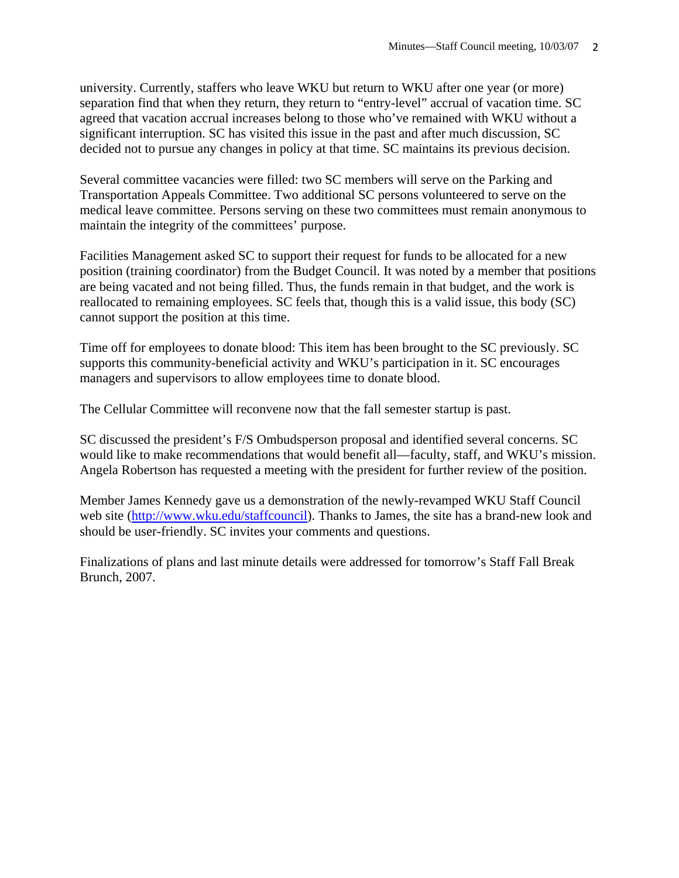university. Currently, staffers who leave WKU but return to WKU after one year (or more) separation find that when they return, they return to "entry-level" accrual of vacation time. SC agreed that vacation accrual increases belong to those who've remained with WKU without a significant interruption. SC has visited this issue in the past and after much discussion, SC decided not to pursue any changes in policy at that time. SC maintains its previous decision.

Several committee vacancies were filled: two SC members will serve on the Parking and Transportation Appeals Committee. Two additional SC persons volunteered to serve on the medical leave committee. Persons serving on these two committees must remain anonymous to maintain the integrity of the committees' purpose.

Facilities Management asked SC to support their request for funds to be allocated for a new position (training coordinator) from the Budget Council. It was noted by a member that positions are being vacated and not being filled. Thus, the funds remain in that budget, and the work is reallocated to remaining employees. SC feels that, though this is a valid issue, this body (SC) cannot support the position at this time.

Time off for employees to donate blood: This item has been brought to the SC previously. SC supports this community-beneficial activity and WKU's participation in it. SC encourages managers and supervisors to allow employees time to donate blood.

The Cellular Committee will reconvene now that the fall semester startup is past.

SC discussed the president's F/S Ombudsperson proposal and identified several concerns. SC would like to make recommendations that would benefit all—faculty, staff, and WKU's mission. Angela Robertson has requested a meeting with the president for further review of the position.

Member James Kennedy gave us a demonstration of the newly-revamped WKU Staff Council web site (http://www.wku.edu/staffcouncil). Thanks to James, the site has a brand-new look and should be user-friendly. SC invites your comments and questions.

Finalizations of plans and last minute details were addressed for tomorrow's Staff Fall Break Brunch, 2007.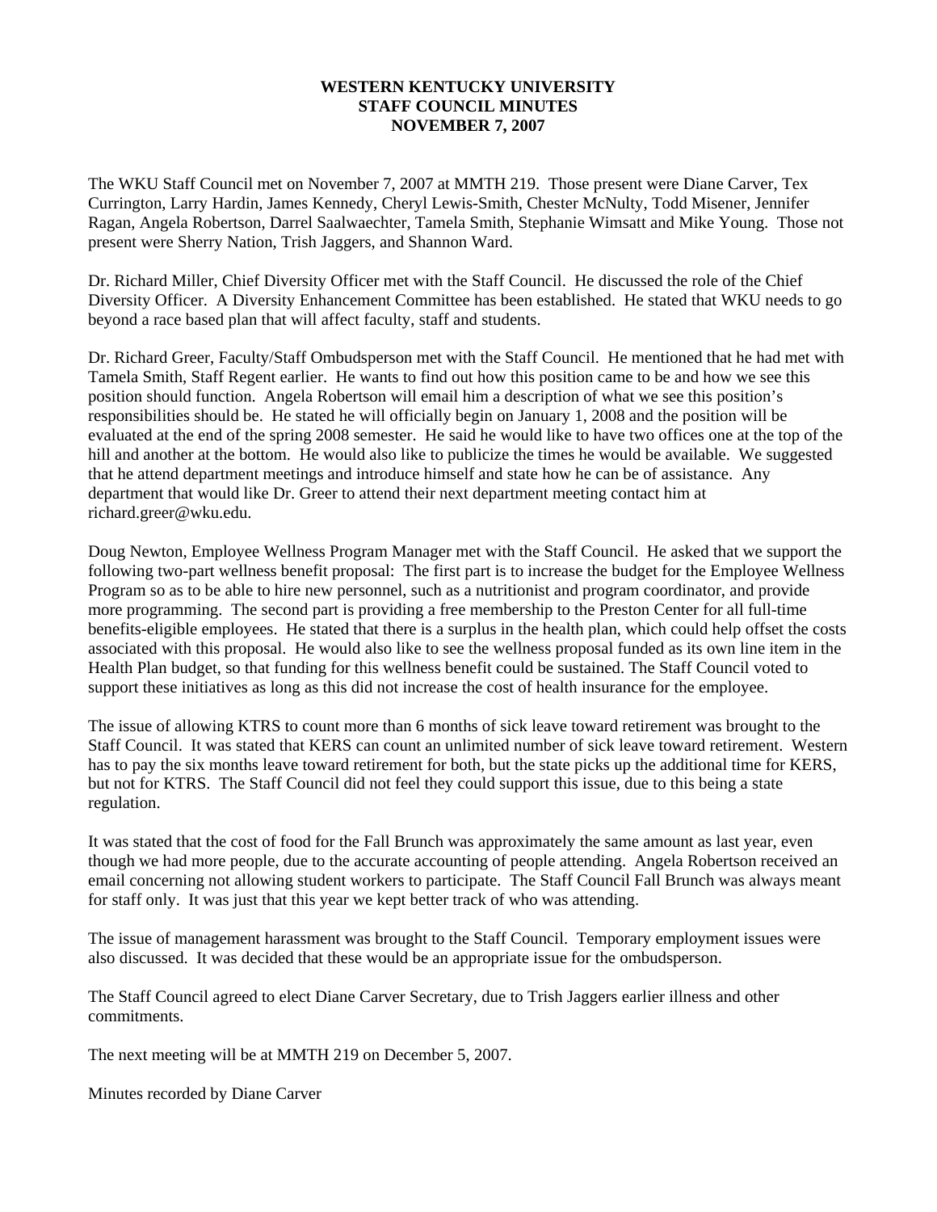**WESTERN KENTUCKY UNIVERSITY**
**STAFF COUNCIL MINUTES**
**NOVEMBER 7, 2007**

The WKU Staff Council met on November 7, 2007 at MMTH 219. Those present were Diane Carver, Tex Currington, Larry Hardin, James Kennedy, Cheryl Lewis-Smith, Chester McNulty, Todd Misener, Jennifer Ragan, Angela Robertson, Darrel Saalwaechter, Tamela Smith, Stephanie Wimsatt and Mike Young. Those not present were Sherry Nation, Trish Jaggers, and Shannon Ward.

Dr. Richard Miller, Chief Diversity Officer met with the Staff Council. He discussed the role of the Chief Diversity Officer. A Diversity Enhancement Committee has been established. He stated that WKU needs to go beyond a race based plan that will affect faculty, staff and students.

Dr. Richard Greer, Faculty/Staff Ombudsperson met with the Staff Council. He mentioned that he had met with Tamela Smith, Staff Regent earlier. He wants to find out how this position came to be and how we see this position should function. Angela Robertson will email him a description of what we see this position's responsibilities should be. He stated he will officially begin on January 1, 2008 and the position will be evaluated at the end of the spring 2008 semester. He said he would like to have two offices one at the top of the hill and another at the bottom. He would also like to publicize the times he would be available. We suggested that he attend department meetings and introduce himself and state how he can be of assistance. Any department that would like Dr. Greer to attend their next department meeting contact him at richard.greer@wku.edu.

Doug Newton, Employee Wellness Program Manager met with the Staff Council. He asked that we support the following two-part wellness benefit proposal: The first part is to increase the budget for the Employee Wellness Program so as to be able to hire new personnel, such as a nutritionist and program coordinator, and provide more programming. The second part is providing a free membership to the Preston Center for all full-time benefits-eligible employees. He stated that there is a surplus in the health plan, which could help offset the costs associated with this proposal. He would also like to see the wellness proposal funded as its own line item in the Health Plan budget, so that funding for this wellness benefit could be sustained. The Staff Council voted to support these initiatives as long as this did not increase the cost of health insurance for the employee.

The issue of allowing KTRS to count more than 6 months of sick leave toward retirement was brought to the Staff Council. It was stated that KERS can count an unlimited number of sick leave toward retirement. Western has to pay the six months leave toward retirement for both, but the state picks up the additional time for KERS, but not for KTRS. The Staff Council did not feel they could support this issue, due to this being a state regulation.

It was stated that the cost of food for the Fall Brunch was approximately the same amount as last year, even though we had more people, due to the accurate accounting of people attending. Angela Robertson received an email concerning not allowing student workers to participate. The Staff Council Fall Brunch was always meant for staff only. It was just that this year we kept better track of who was attending.

The issue of management harassment was brought to the Staff Council. Temporary employment issues were also discussed. It was decided that these would be an appropriate issue for the ombudsperson.

The Staff Council agreed to elect Diane Carver Secretary, due to Trish Jaggers earlier illness and other commitments.

The next meeting will be at MMTH 219 on December 5, 2007.

Minutes recorded by Diane Carver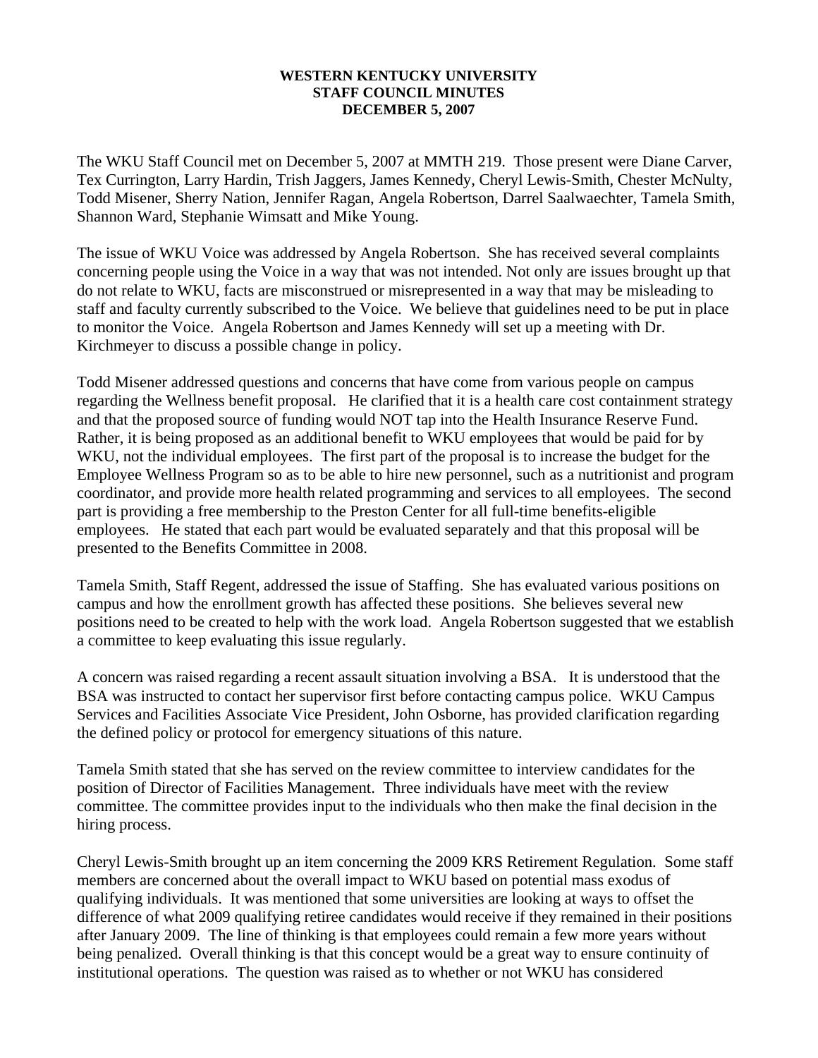**WESTERN KENTUCKY UNIVERSITY**
**STAFF COUNCIL MINUTES**
**DECEMBER 5, 2007**

The WKU Staff Council met on December 5, 2007 at MMTH 219. Those present were Diane Carver, Tex Currington, Larry Hardin, Trish Jaggers, James Kennedy, Cheryl Lewis-Smith, Chester McNulty, Todd Misener, Sherry Nation, Jennifer Ragan, Angela Robertson, Darrel Saalwaechter, Tamela Smith, Shannon Ward, Stephanie Wimsatt and Mike Young.

The issue of WKU Voice was addressed by Angela Robertson. She has received several complaints concerning people using the Voice in a way that was not intended. Not only are issues brought up that do not relate to WKU, facts are misconstrued or misrepresented in a way that may be misleading to staff and faculty currently subscribed to the Voice. We believe that guidelines need to be put in place to monitor the Voice. Angela Robertson and James Kennedy will set up a meeting with Dr. Kirchmeyer to discuss a possible change in policy.

Todd Misener addressed questions and concerns that have come from various people on campus regarding the Wellness benefit proposal. He clarified that it is a health care cost containment strategy and that the proposed source of funding would NOT tap into the Health Insurance Reserve Fund. Rather, it is being proposed as an additional benefit to WKU employees that would be paid for by WKU, not the individual employees. The first part of the proposal is to increase the budget for the Employee Wellness Program so as to be able to hire new personnel, such as a nutritionist and program coordinator, and provide more health related programming and services to all employees. The second part is providing a free membership to the Preston Center for all full-time benefits-eligible employees. He stated that each part would be evaluated separately and that this proposal will be presented to the Benefits Committee in 2008.

Tamela Smith, Staff Regent, addressed the issue of Staffing. She has evaluated various positions on campus and how the enrollment growth has affected these positions. She believes several new positions need to be created to help with the work load. Angela Robertson suggested that we establish a committee to keep evaluating this issue regularly.

A concern was raised regarding a recent assault situation involving a BSA. It is understood that the BSA was instructed to contact her supervisor first before contacting campus police. WKU Campus Services and Facilities Associate Vice President, John Osborne, has provided clarification regarding the defined policy or protocol for emergency situations of this nature.

Tamela Smith stated that she has served on the review committee to interview candidates for the position of Director of Facilities Management. Three individuals have meet with the review committee. The committee provides input to the individuals who then make the final decision in the hiring process.

Cheryl Lewis-Smith brought up an item concerning the 2009 KRS Retirement Regulation. Some staff members are concerned about the overall impact to WKU based on potential mass exodus of qualifying individuals. It was mentioned that some universities are looking at ways to offset the difference of what 2009 qualifying retiree candidates would receive if they remained in their positions after January 2009. The line of thinking is that employees could remain a few more years without being penalized. Overall thinking is that this concept would be a great way to ensure continuity of institutional operations. The question was raised as to whether or not WKU has considered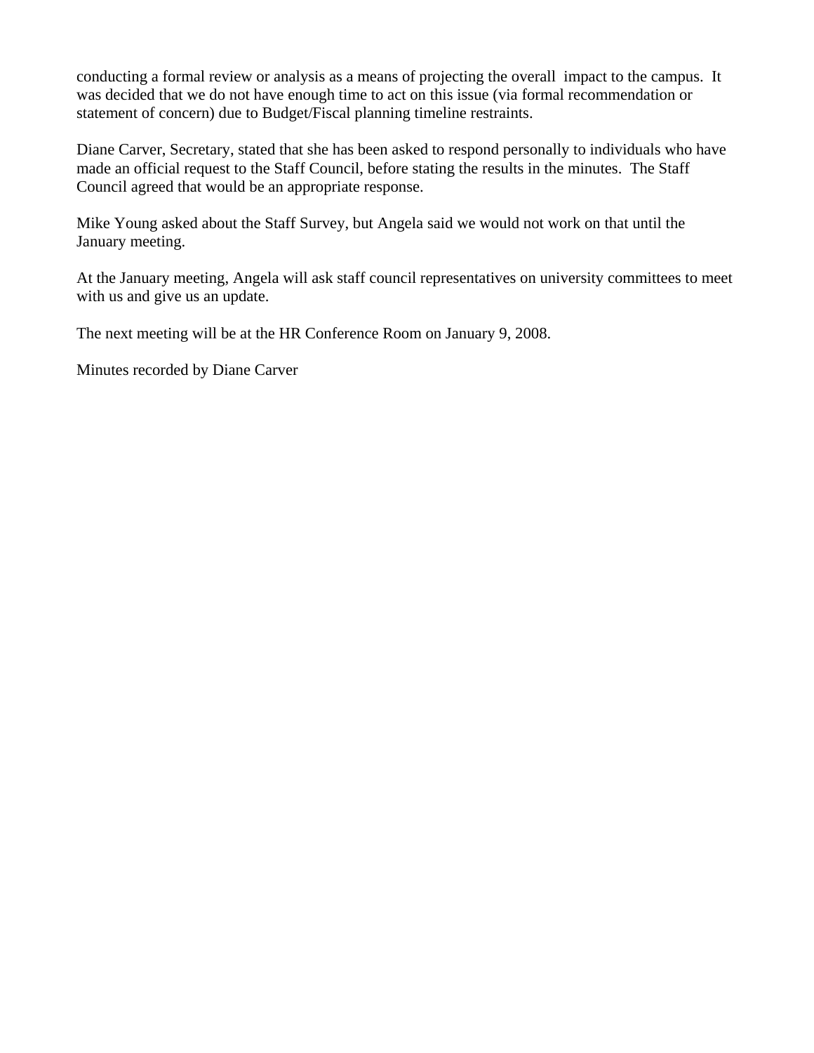conducting a formal review or analysis as a means of projecting the overall impact to the campus. It was decided that we do not have enough time to act on this issue (via formal recommendation or statement of concern) due to Budget/Fiscal planning timeline restraints.

Diane Carver, Secretary, stated that she has been asked to respond personally to individuals who have made an official request to the Staff Council, before stating the results in the minutes. The Staff Council agreed that would be an appropriate response.

Mike Young asked about the Staff Survey, but Angela said we would not work on that until the January meeting.

At the January meeting, Angela will ask staff council representatives on university committees to meet with us and give us an update.

The next meeting will be at the HR Conference Room on January 9, 2008.

Minutes recorded by Diane Carver